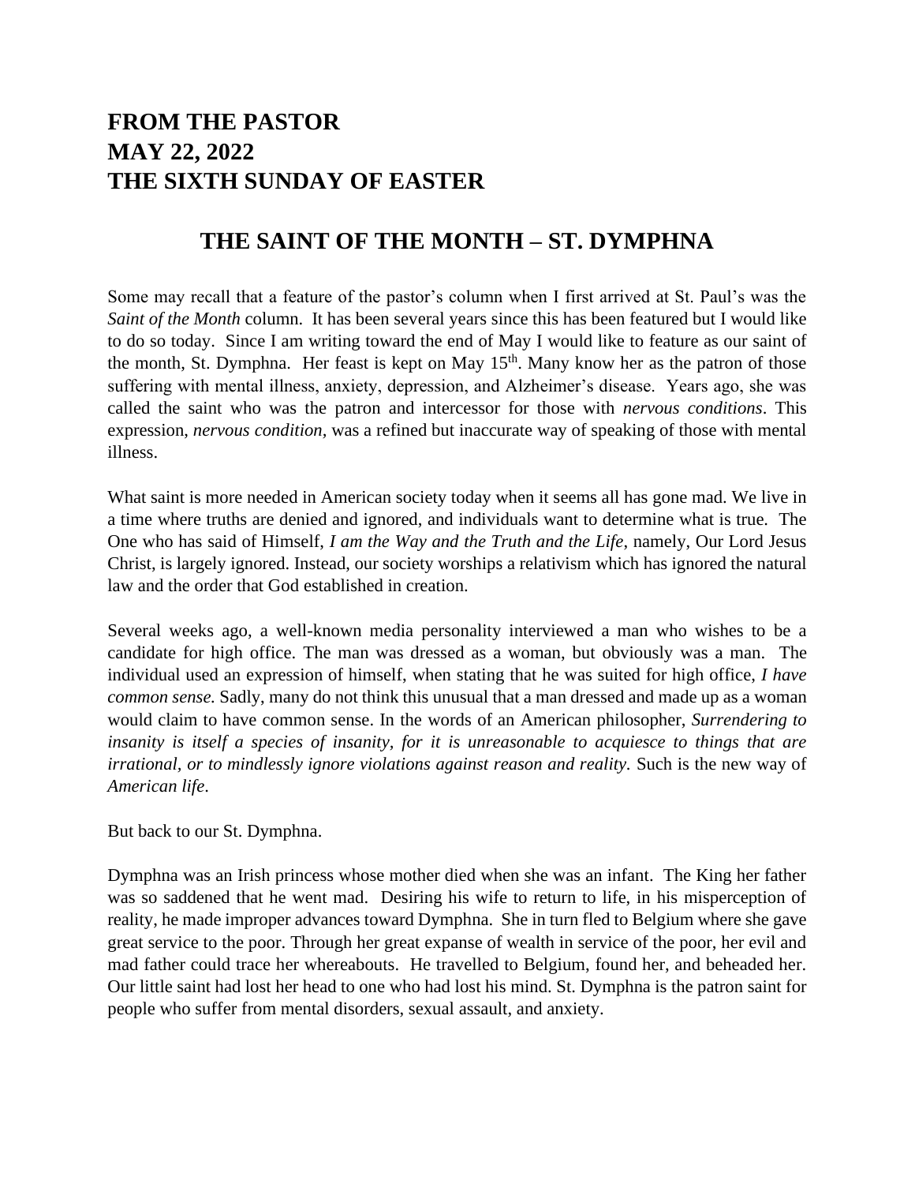# FROM THE PASTOR
# MAY 22, 2022
# THE SIXTH SUNDAY OF EASTER

## THE SAINT OF THE MONTH – ST. DYMPHNA

Some may recall that a feature of the pastor's column when I first arrived at St. Paul's was the *Saint of the Month* column. It has been several years since this has been featured but I would like to do so today. Since I am writing toward the end of May I would like to feature as our saint of the month, St. Dymphna. Her feast is kept on May 15th. Many know her as the patron of those suffering with mental illness, anxiety, depression, and Alzheimer's disease. Years ago, she was called the saint who was the patron and intercessor for those with *nervous conditions*. This expression, *nervous condition,* was a refined but inaccurate way of speaking of those with mental illness.

What saint is more needed in American society today when it seems all has gone mad. We live in a time where truths are denied and ignored, and individuals want to determine what is true. The One who has said of Himself, *I am the Way and the Truth and the Life*, namely, Our Lord Jesus Christ, is largely ignored. Instead, our society worships a relativism which has ignored the natural law and the order that God established in creation.

Several weeks ago, a well-known media personality interviewed a man who wishes to be a candidate for high office. The man was dressed as a woman, but obviously was a man. The individual used an expression of himself, when stating that he was suited for high office, *I have common sense.* Sadly, many do not think this unusual that a man dressed and made up as a woman would claim to have common sense. In the words of an American philosopher, *Surrendering to insanity is itself a species of insanity, for it is unreasonable to acquiesce to things that are irrational, or to mindlessly ignore violations against reason and reality.* Such is the new way of *American life*.

But back to our St. Dymphna.

Dymphna was an Irish princess whose mother died when she was an infant. The King her father was so saddened that he went mad. Desiring his wife to return to life, in his misperception of reality, he made improper advances toward Dymphna. She in turn fled to Belgium where she gave great service to the poor. Through her great expanse of wealth in service of the poor, her evil and mad father could trace her whereabouts. He travelled to Belgium, found her, and beheaded her. Our little saint had lost her head to one who had lost his mind. St. Dymphna is the patron saint for people who suffer from mental disorders, sexual assault, and anxiety.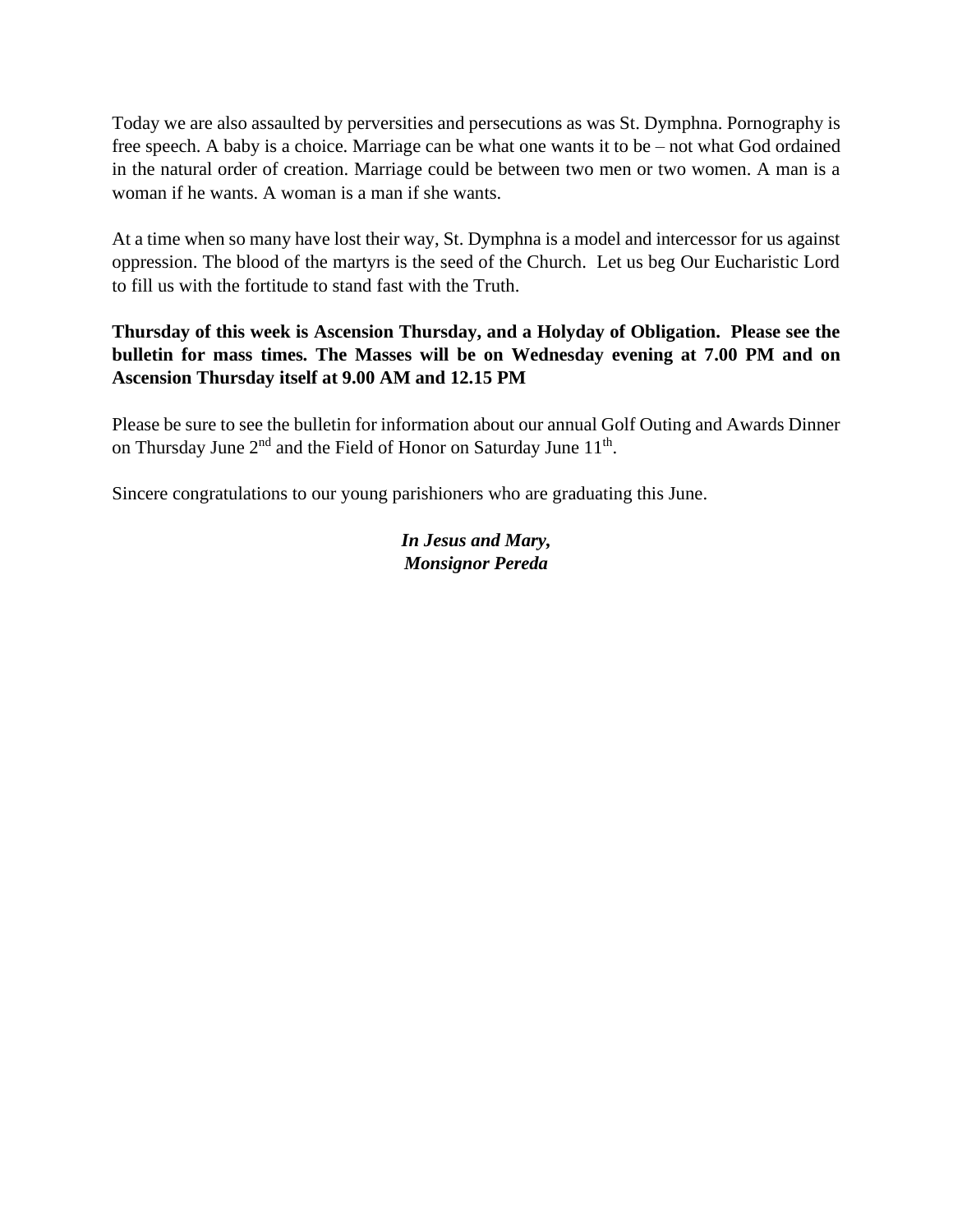Today we are also assaulted by perversities and persecutions as was St. Dymphna. Pornography is free speech. A baby is a choice. Marriage can be what one wants it to be – not what God ordained in the natural order of creation. Marriage could be between two men or two women. A man is a woman if he wants. A woman is a man if she wants.

At a time when so many have lost their way, St. Dymphna is a model and intercessor for us against oppression. The blood of the martyrs is the seed of the Church. Let us beg Our Eucharistic Lord to fill us with the fortitude to stand fast with the Truth.

**Thursday of this week is Ascension Thursday, and a Holyday of Obligation. Please see the bulletin for mass times. The Masses will be on Wednesday evening at 7.00 PM and on Ascension Thursday itself at 9.00 AM and 12.15 PM**

Please be sure to see the bulletin for information about our annual Golf Outing and Awards Dinner on Thursday June 2nd and the Field of Honor on Saturday June 11th.

Sincere congratulations to our young parishioners who are graduating this June.

***In Jesus and Mary,***
***Monsignor Pereda***